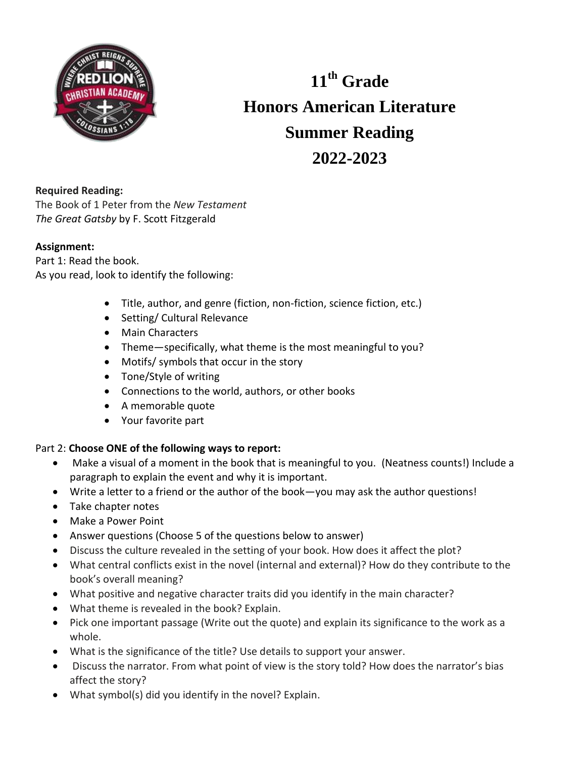# 11th Grade
# Honors American Literature
# Summer Reading
# 2022-2023

**Required Reading:**
The Book of 1 Peter from the *New Testament*
*The Great Gatsby* by F. Scott Fitzgerald

**Assignment:**
Part 1: Read the book.
As you read, look to identify the following:

- Title, author, and genre (fiction, non-fiction, science fiction, etc.)
- Setting/ Cultural Relevance
- Main Characters
- Theme—specifically, what theme is the most meaningful to you?
- Motifs/ symbols that occur in the story
- Tone/Style of writing
- Connections to the world, authors, or other books
- A memorable quote
- Your favorite part

Part 2: **Choose ONE of the following ways to report:**

- Make a visual of a moment in the book that is meaningful to you. (Neatness counts!) Include a paragraph to explain the event and why it is important.
- Write a letter to a friend or the author of the book—you may ask the author questions!
- Take chapter notes
- Make a Power Point
- Answer questions (Choose 5 of the questions below to answer)
- Discuss the culture revealed in the setting of your book. How does it affect the plot?
- What central conflicts exist in the novel (internal and external)? How do they contribute to the book's overall meaning?
- What positive and negative character traits did you identify in the main character?
- What theme is revealed in the book? Explain.
- Pick one important passage (Write out the quote) and explain its significance to the work as a whole.
- What is the significance of the title? Use details to support your answer.
- Discuss the narrator. From what point of view is the story told? How does the narrator's bias affect the story?
- What symbol(s) did you identify in the novel? Explain.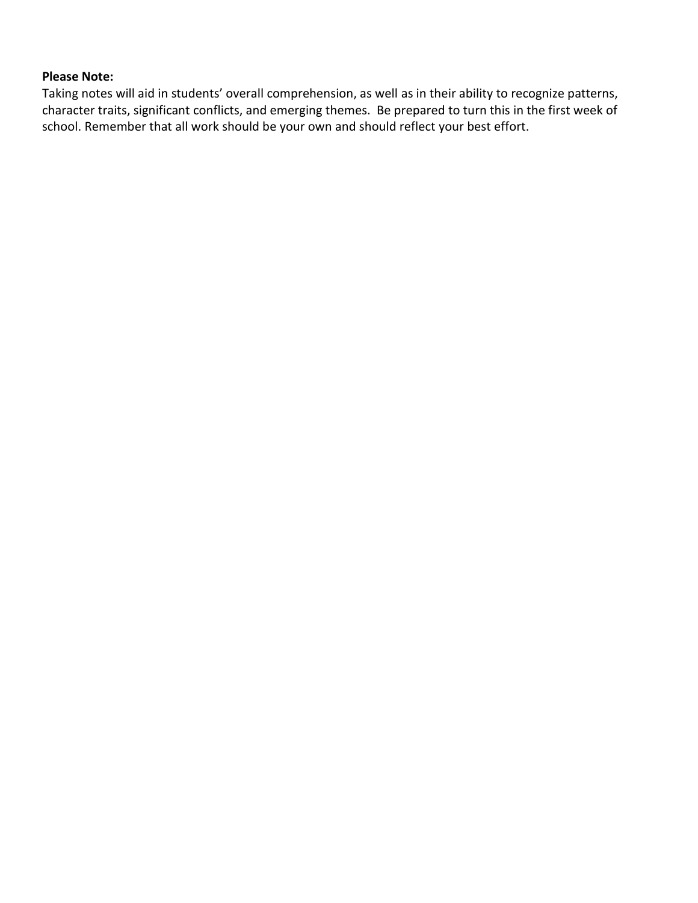**Please Note:**

Taking notes will aid in students' overall comprehension, as well as in their ability to recognize patterns, character traits, significant conflicts, and emerging themes. Be prepared to turn this in the first week of school. Remember that all work should be your own and should reflect your best effort.